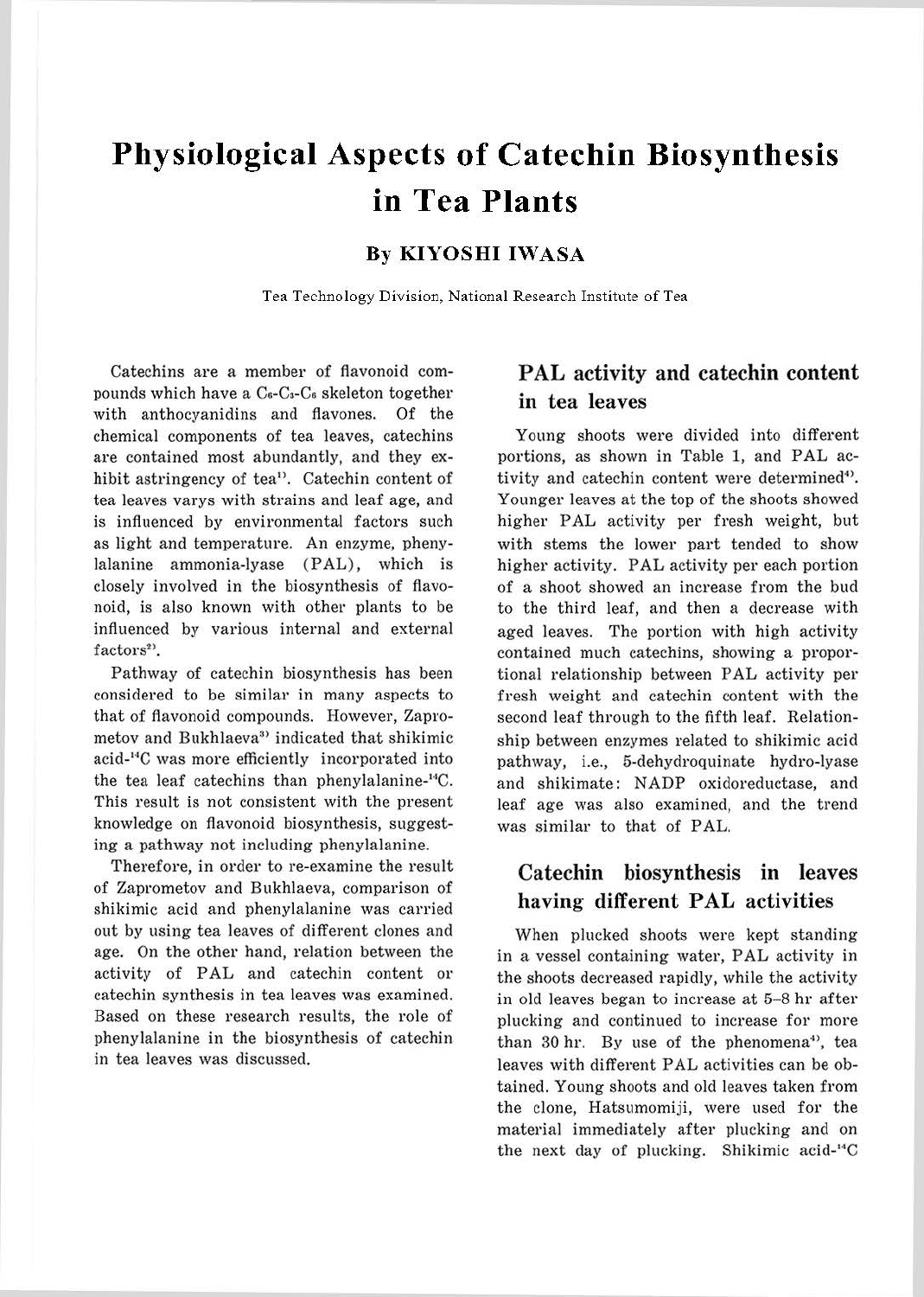# Physiological Aspects of Catechin Biosynthesis in Tea Plants

### By KIYOSHI IWASA

Tea Technology Division, National Research Institute of Tea

Catechins are a member of flavonoid compounds which have a $C_6$-$C_3$-$C_6$ skeleton together with anthocyanidins and flavones. Of the chemical components of tea leaves, catechins are contained most abundantly, and they exhibit astringency of tea[1]. Catechin content of tea leaves varys with strains and leaf age, and is influenced by environmental factors such as light and temperature. An enzyme, phenylalanine ammonia-lyase (PAL), which is closely involved in the biosynthesis of flavonoid, is also known with other plants to be influenced by various internal and external factors[2].

Pathway of catechin biosynthesis has been considered to be similar in many aspects to that of flavonoid compounds. However, Zaprometov and Bukhlaeva[3] indicated that shikimic acid-$^{14}$C was more efficiently incorporated into the tea leaf catechins than phenylalanine-$^{14}$C. This result is not consistent with the present knowledge on flavonoid biosynthesis, suggesting a pathway not including phenylalanine.

Therefore, in order to re-examine the result of Zaprometov and Bukhlaeva, comparison of shikimic acid and phenylalanine was carried out by using tea leaves of different clones and age. On the other hand, relation between the activity of PAL and catechin content or catechin synthesis in tea leaves was examined. Based on these research results, the role of phenylalanine in the biosynthesis of catechin in tea leaves was discussed.

## PAL activity and catechin content in tea leaves

Young shoots were divided into different portions, as shown in Table 1, and PAL activity and catechin content were determined[4]. Younger leaves at the top of the shoots showed higher PAL activity per fresh weight, but with stems the lower part tended to show higher activity. PAL activity per each portion of a shoot showed an increase from the bud to the third leaf, and then a decrease with aged leaves. The portion with high activity contained much catechins, showing a proportional relationship between PAL activity per fresh weight and catechin content with the second leaf through to the fifth leaf. Relationship between enzymes related to shikimic acid pathway, i.e., 5-dehydroquinate hydro-lyase and shikimate: NADP oxidoreductase, and leaf age was also examined, and the trend was similar to that of PAL.

## Catechin biosynthesis in leaves having different PAL activities

When plucked shoots were kept standing in a vessel containing water, PAL activity in the shoots decreased rapidly, while the activity in old leaves began to increase at 5–8 hr after plucking and continued to increase for more than 30 hr. By use of the phenomena[4], tea leaves with different PAL activities can be obtained. Young shoots and old leaves taken from the clone, Hatsumomiji, were used for the material immediately after plucking and on the next day of plucking. Shikimic acid-$^{14}$C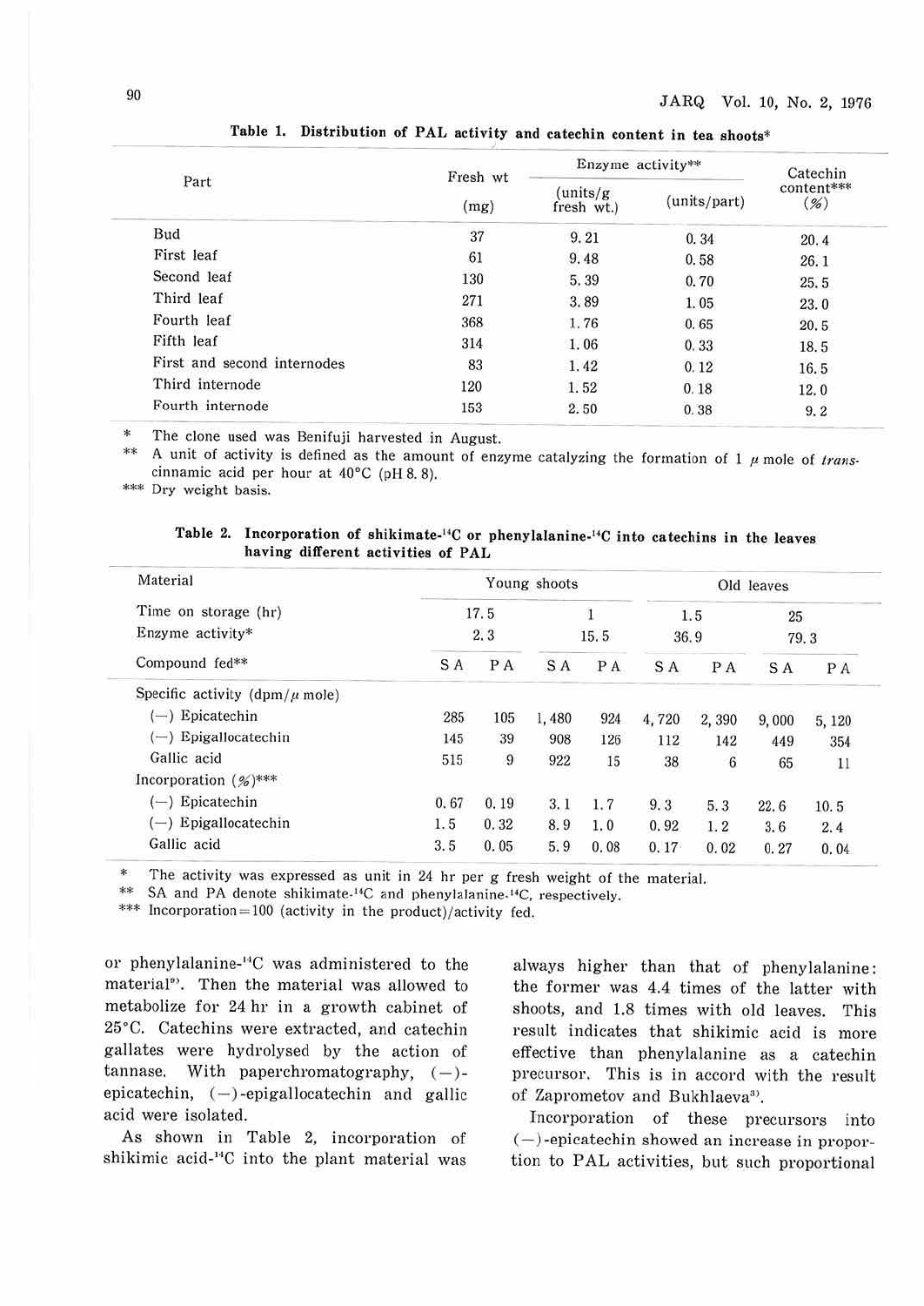**Table 1. Distribution of PAL activity and catechin content in tea shoots***

| Part | Fresh wt (mg) | Enzyme activity** (units/g fresh wt.) | Enzyme activity** (units/part) | Catechin content*** (%) |
|---|---|---|---|---|
| Bud | 37 | 9.21 | 0.34 | 20.4 |
| First leaf | 61 | 9.48 | 0.58 | 26.1 |
| Second leaf | 130 | 5.39 | 0.70 | 25.5 |
| Third leaf | 271 | 3.89 | 1.05 | 23.0 |
| Fourth leaf | 368 | 1.76 | 0.65 | 20.5 |
| Fifth leaf | 314 | 1.06 | 0.33 | 18.5 |
| First and second internodes | 83 | 1.42 | 0.12 | 16.5 |
| Third internode | 120 | 1.52 | 0.18 | 12.0 |
| Fourth internode | 153 | 2.50 | 0.38 | 9.2 |

\* The clone used was Benifuji harvested in August.
\** A unit of activity is defined as the amount of enzyme catalyzing the formation of 1 $\mu$ mole of *trans*-cinnamic acid per hour at 40°C (pH 8.8).
\*** Dry weight basis.

**Table 2. Incorporation of shikimate-$^{14}$C or phenylalanine-$^{14}$C into catechins in the leaves having different activities of PAL**

| Material | Young shoots | | | | Old leaves | | | |
|---|---|---|---|---|---|---|---|---|
| Time on storage (hr) | 17.5 | | 1 | | 1.5 | | 25 | |
| Enzyme activity* | 2.3 | | 15.5 | | 36.9 | | 79.3 | |
| Compound fed** | SA | PA | SA | PA | SA | PA | SA | PA |
| Specific activity (dpm/$\mu$ mole) | | | | | | | | |
| (−) Epicatechin | 285 | 105 | 1,480 | 924 | 4,720 | 2,390 | 9,000 | 5,120 |
| (−) Epigallocatechin | 145 | 39 | 908 | 126 | 112 | 142 | 449 | 354 |
| Gallic acid | 515 | 9 | 922 | 15 | 38 | 6 | 65 | 11 |
| Incorporation (%)*** | | | | | | | | |
| (−) Epicatechin | 0.67 | 0.19 | 3.1 | 1.7 | 9.3 | 5.3 | 22.6 | 10.5 |
| (−) Epigallocatechin | 1.5 | 0.32 | 8.9 | 1.0 | 0.92 | 1.2 | 3.6 | 2.4 |
| Gallic acid | 3.5 | 0.05 | 5.9 | 0.08 | 0.17 | 0.02 | 0.27 | 0.04 |

\* The activity was expressed as unit in 24 hr per g fresh weight of the material.
\** SA and PA denote shikimate-$^{14}$C and phenylalanine-$^{14}$C, respectively.
\*** Incorporation = 100 (activity in the product)/activity fed.

or phenylalanine-$^{14}$C was administered to the material[9]. Then the material was allowed to metabolize for 24 hr in a growth cabinet of 25°C. Catechins were extracted, and catechin gallates were hydrolysed by the action of tannase. With paperchromatography, (−)-epicatechin, (−)-epigallocatechin and gallic acid were isolated.

As shown in Table 2, incorporation of shikimic acid-$^{14}$C into the plant material was always higher than that of phenylalanine: the former was 4.4 times of the latter with shoots, and 1.8 times with old leaves. This result indicates that shikimic acid is more effective than phenylalanine as a catechin precursor. This is in accord with the result of Zaprometov and Bukhlaeva[3].

Incorporation of these precursors into (−)-epicatechin showed an increase in proportion to PAL activities, but such proportional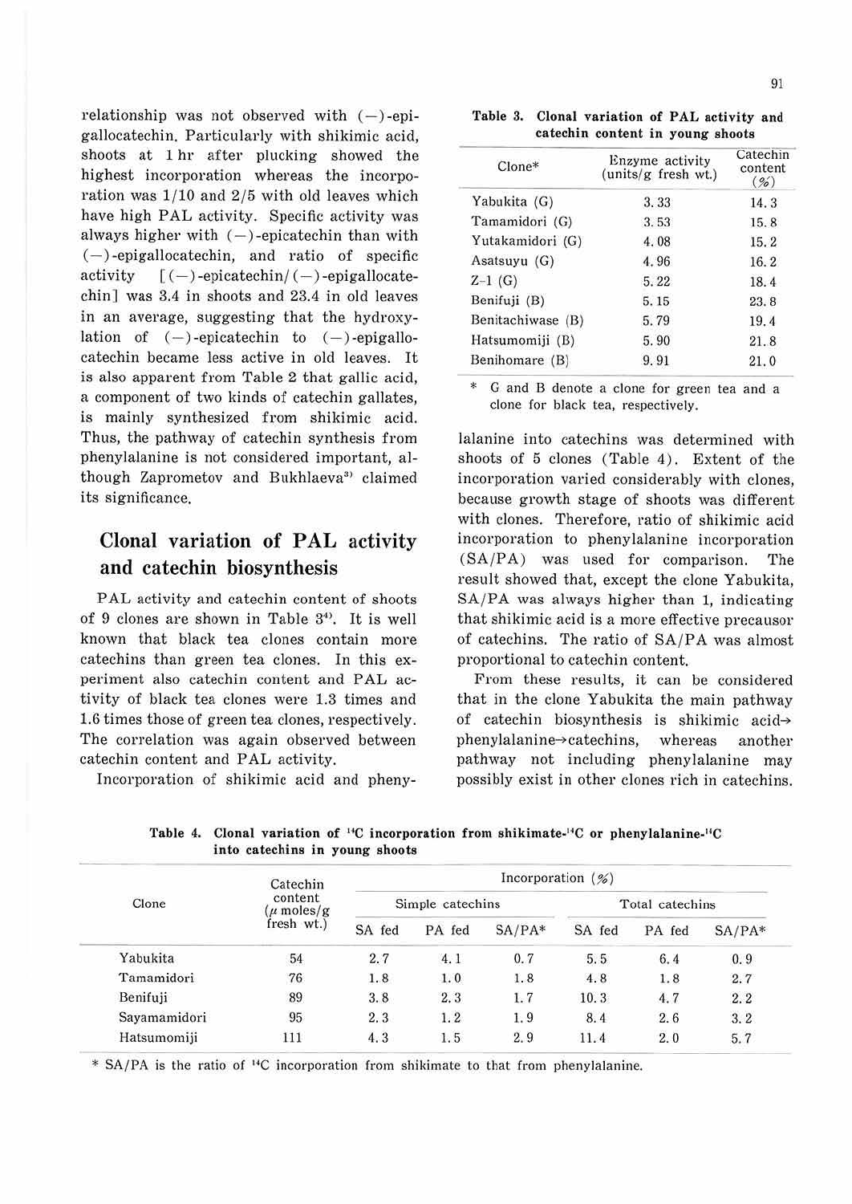relationship was not observed with (−)-epigallocatechin. Particularly with shikimic acid, shoots at 1 hr after plucking showed the highest incorporation whereas the incorporation was 1/10 and 2/5 with old leaves which have high PAL activity. Specific activity was always higher with (−)-epicatechin than with (−)-epigallocatechin, and ratio of specific activity [(−)-epicatechin/(−)-epigallocatechin] was 3.4 in shoots and 23.4 in old leaves in an average, suggesting that the hydroxylation of (−)-epicatechin to (−)-epigallocatechin became less active in old leaves. It is also apparent from Table 2 that gallic acid, a component of two kinds of catechin gallates, is mainly synthesized from shikimic acid. Thus, the pathway of catechin synthesis from phenylalanine is not considered important, although Zaprometov and Bukhlaeva[3] claimed its significance.

## Clonal variation of PAL activity and catechin biosynthesis

PAL activity and catechin content of shoots of 9 clones are shown in Table 3[4]. It is well known that black tea clones contain more catechins than green tea clones. In this experiment also catechin content and PAL activity of black tea clones were 1.3 times and 1.6 times those of green tea clones, respectively. The correlation was again observed between catechin content and PAL activity.

Incorporation of shikimic acid and phenylalanine into catechins was determined with shoots of 5 clones (Table 4). Extent of the incorporation varied considerably with clones, because growth stage of shoots was different with clones. Therefore, ratio of shikimic acid incorporation to phenylalanine incorporation (SA/PA) was used for comparison. The result showed that, except the clone Yabukita, SA/PA was always higher than 1, indicating that shikimic acid is a more effective precausor of catechins. The ratio of SA/PA was almost proportional to catechin content.

From these results, it can be considered that in the clone Yabukita the main pathway of catechin biosynthesis is shikimic acid→phenylalanine→catechins, whereas another pathway not including phenylalanine may possibly exist in other clones rich in catechins.

**Table 3. Clonal variation of PAL activity and catechin content in young shoots**

| Clone* | Enzyme activity (units/g fresh wt.) | Catechin content (%) |
|---|---|---|
| Yabukita (G) | 3.33 | 14.3 |
| Tamamidori (G) | 3.53 | 15.8 |
| Yutakamidori (G) | 4.08 | 15.2 |
| Asatsuyu (G) | 4.96 | 16.2 |
| Z-1 (G) | 5.22 | 18.4 |
| Benifuji (B) | 5.15 | 23.8 |
| Benitachiwase (B) | 5.79 | 19.4 |
| Hatsumomiji (B) | 5.90 | 21.8 |
| Benihomare (B) | 9.91 | 21.0 |

\* G and B denote a clone for green tea and a clone for black tea, respectively.

**Table 4. Clonal variation of $^{14}C$ incorporation from shikimate-$^{14}C$ or phenylalanine-$^{14}C$ into catechins in young shoots**

| Clone | Catechin content ($\mu$ moles/g fresh wt.) | Incorporation (%) | | | | | |
|---|---|---|---|---|---|---|---|
| | | Simple catechins | | | Total catechins | | |
| | | SA fed | PA fed | SA/PA* | SA fed | PA fed | SA/PA* |
| Yabukita | 54 | 2.7 | 4.1 | 0.7 | 5.5 | 6.4 | 0.9 |
| Tamamidori | 76 | 1.8 | 1.0 | 1.8 | 4.8 | 1.8 | 2.7 |
| Benifuji | 89 | 3.8 | 2.3 | 1.7 | 10.3 | 4.7 | 2.2 |
| Sayamamidori | 95 | 2.3 | 1.2 | 1.9 | 8.4 | 2.6 | 3.2 |
| Hatsumomiji | 111 | 4.3 | 1.5 | 2.9 | 11.4 | 2.0 | 5.7 |

\* SA/PA is the ratio of $^{14}C$ incorporation from shikimate to that from phenylalanine.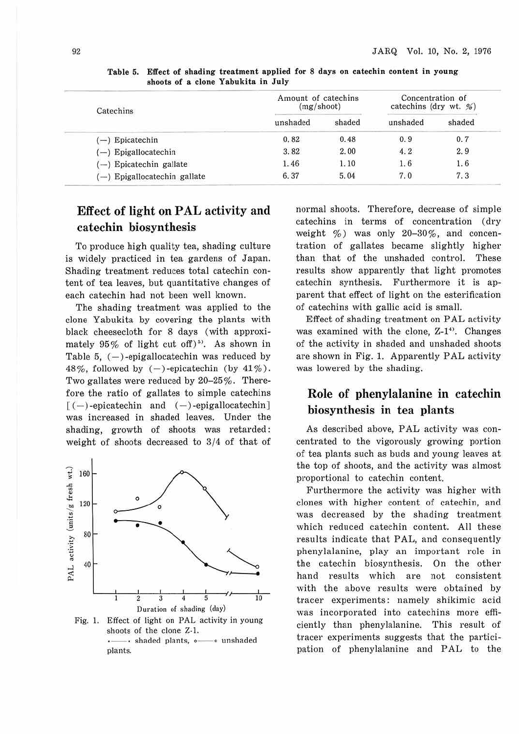Table 5. Effect of shading treatment applied for 8 days on catechin content in young shoots of a clone Yabukita in July

| Catechins | Amount of catechins (mg/shoot) | | Concentration of catechins (dry wt. %) | |
|---|---|---|---|---|
| | unshaded | shaded | unshaded | shaded |
| (−) Epicatechin | 0.82 | 0.48 | 0.9 | 0.7 |
| (−) Epigallocatechin | 3.82 | 2.00 | 4.2 | 2.9 |
| (−) Epicatechin gallate | 1.46 | 1.10 | 1.6 | 1.6 |
| (−) Epigallocatechin gallate | 6.37 | 5.04 | 7.0 | 7.3 |

## Effect of light on PAL activity and catechin biosynthesis

To produce high quality tea, shading culture is widely practiced in tea gardens of Japan. Shading treatment reduces total catechin content of tea leaves, but quantitative changes of each catechin had not been well known.

The shading treatment was applied to the clone Yabukita by covering the plants with black cheesecloth for 8 days (with approximately 95% of light cut off)[5]. As shown in Table 5, (−)-epigallocatechin was reduced by 48%, followed by (−)-epicatechin (by 41%). Two gallates were reduced by 20–25%. Therefore the ratio of gallates to simple catechins [(−)-epicatechin and (−)-epigallocatechin] was increased in shaded leaves. Under the shading, growth of shoots was retarded: weight of shoots decreased to 3/4 of that of normal shoots. Therefore, decrease of simple catechins in terms of concentration (dry weight %) was only 20–30%, and concentration of gallates became slightly higher than that of the unshaded control. These results show apparently that light promotes catechin synthesis. Furthermore it is apparent that effect of light on the esterification of catechins with gallic acid is small.

Effect of shading treatment on PAL activity was examined with the clone, Z-1[4]. Changes of the activity in shaded and unshaded shoots are shown in Fig. 1. Apparently PAL activity was lowered by the shading.

Fig. 1. Effect of light on PAL activity in young shoots of the clone Z-1.
•——• shaded plants, ○——○ unshaded plants.

## Role of phenylalanine in catechin biosynthesis in tea plants

As described above, PAL activity was concentrated to the vigorously growing portion of tea plants such as buds and young leaves at the top of shoots, and the activity was almost proportional to catechin content.

Furthermore the activity was higher with clones with higher content of catechin, and was decreased by the shading treatment which reduced catechin content. All these results indicate that PAL, and consequently phenylalanine, play an important role in the catechin biosynthesis. On the other hand results which are not consistent with the above results were obtained by tracer experiments: namely shikimic acid was incorporated into catechins more efficiently than phenylalanine. This result of tracer experiments suggests that the participation of phenylalanine and PAL to the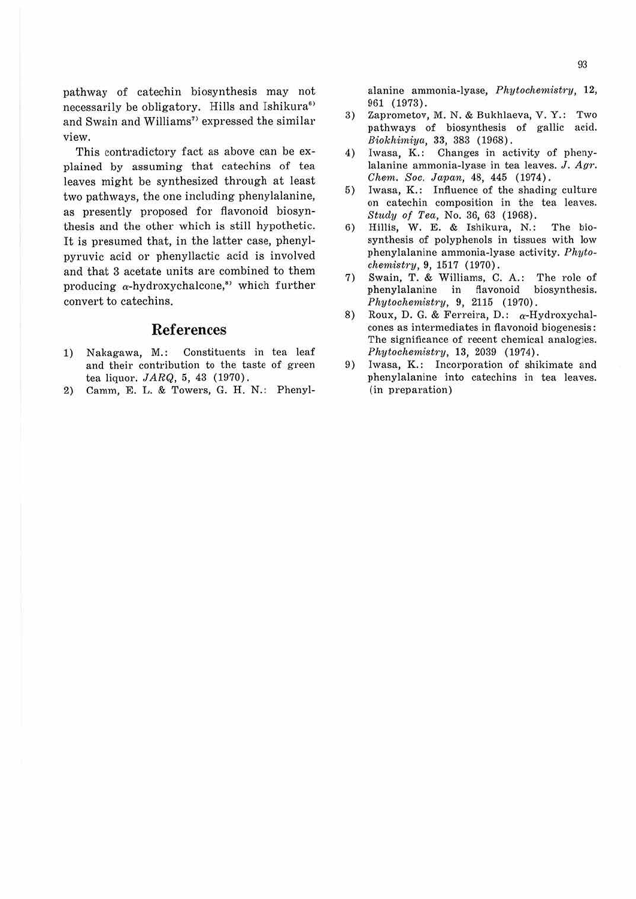pathway of catechin biosynthesis may not necessarily be obligatory. Hills and Ishikura[6] and Swain and Williams[7] expressed the similar view.

This contradictory fact as above can be explained by assuming that catechins of tea leaves might be synthesized through at least two pathways, the one including phenylalanine, as presently proposed for flavonoid biosynthesis and the other which is still hypothetic. It is presumed that, in the latter case, phenylpyruvic acid or phenyllactic acid is involved and that 3 acetate units are combined to them producing $\alpha$-hydroxychalcone,[8] which further convert to catechins.

## References

1) Nakagawa, M.: Constituents in tea leaf and their contribution to the taste of green tea liquor. *JARQ*, 5, 43 (1970).
2) Camm, E. L. & Towers, G. H. N.: Phenylalanine ammonia-lyase, *Phytochemistry*, **12**, 961 (1973).
3) Zaprometov, M. N. & Bukhlaeva, V. Y.: Two pathways of biosynthesis of gallic acid. *Biokhimiya*, **33**, 383 (1968).
4) Iwasa, K.: Changes in activity of phenylalanine ammonia-lyase in tea leaves. *J. Agr. Chem. Soc. Japan*, 48, 445 (1974).
5) Iwasa, K.: Influence of the shading culture on catechin composition in the tea leaves. *Study of Tea*, No. 36, 63 (1968).
6) Hillis, W. E. & Ishikura, N.: The biosynthesis of polyphenols in tissues with low phenylalanine ammonia-lyase activity. *Phytochemistry*, **9**, 1517 (1970).
7) Swain, T. & Williams, C. A.: The role of phenylalanine in flavonoid biosynthesis. *Phytochemistry*, **9**, 2115 (1970).
8) Roux, D. G. & Ferreira, D.: $\alpha$-Hydroxychalcones as intermediates in flavonoid biogenesis: The significance of recent chemical analogies. *Phytochemistry*, **13**, 2039 (1974).
9) Iwasa, K.: Incorporation of shikimate and phenylalanine into catechins in tea leaves. (in preparation)